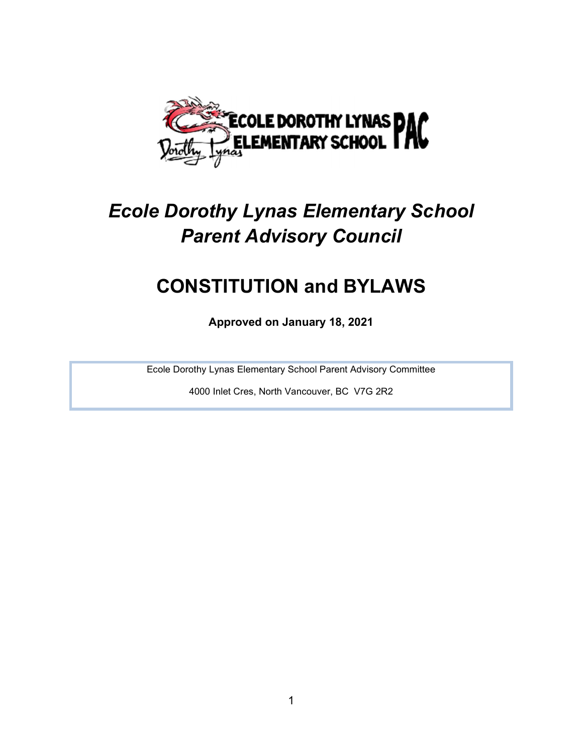# *Ecole Dorothy Lynas Elementary School Parent Advisory Council*

# CONSTITUTION and BYLAWS

**Approved on January 18, 2021**

Ecole Dorothy Lynas Elementary School Parent Advisory Committee

4000 Inlet Cres, North Vancouver, BC V7G 2R2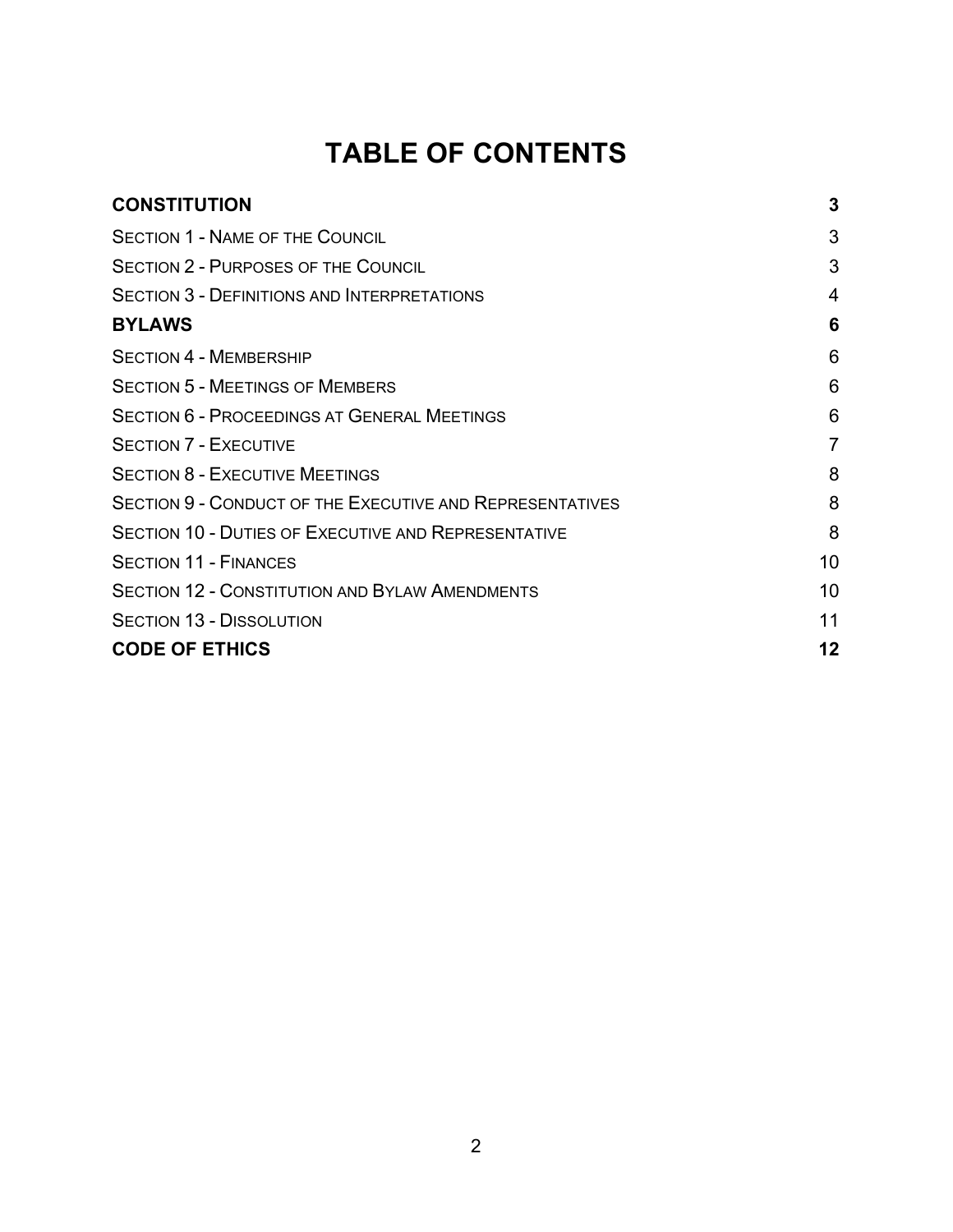# TABLE OF CONTENTS

| | |
|---|---|
| **CONSTITUTION** | **3** |
| Section 1 - Name of the Council | 3 |
| Section 2 - Purposes of the Council | 3 |
| Section 3 - Definitions and Interpretations | 4 |
| **BYLAWS** | **6** |
| Section 4 - Membership | 6 |
| Section 5 - Meetings of Members | 6 |
| Section 6 - Proceedings at General Meetings | 6 |
| Section 7 - Executive | 7 |
| Section 8 - Executive Meetings | 8 |
| Section 9 - Conduct of the Executive and Representatives | 8 |
| Section 10 - Duties of Executive and Representative | 8 |
| Section 11 - Finances | 10 |
| Section 12 - Constitution and Bylaw Amendments | 10 |
| Section 13 - Dissolution | 11 |
| **CODE OF ETHICS** | **12** |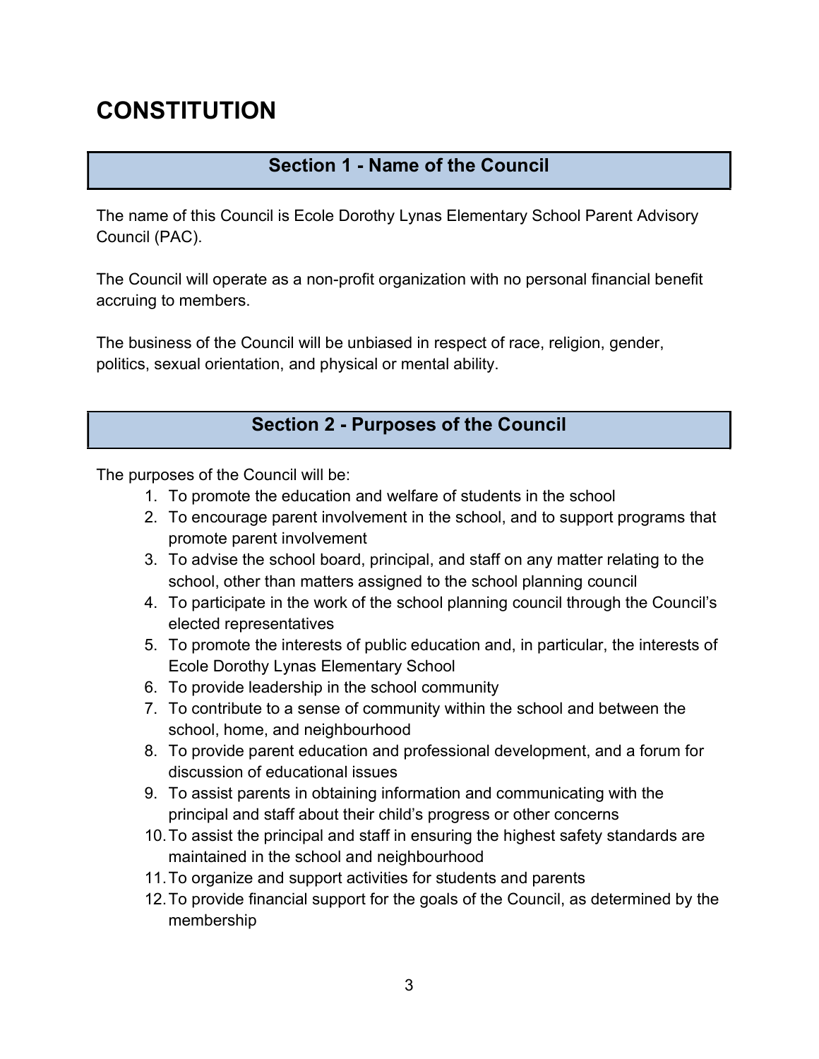# CONSTITUTION

## Section 1 - Name of the Council

The name of this Council is Ecole Dorothy Lynas Elementary School Parent Advisory Council (PAC).

The Council will operate as a non-profit organization with no personal financial benefit accruing to members.

The business of the Council will be unbiased in respect of race, religion, gender, politics, sexual orientation, and physical or mental ability.

## Section 2 - Purposes of the Council

The purposes of the Council will be:

1. To promote the education and welfare of students in the school
2. To encourage parent involvement in the school, and to support programs that promote parent involvement
3. To advise the school board, principal, and staff on any matter relating to the school, other than matters assigned to the school planning council
4. To participate in the work of the school planning council through the Council's elected representatives
5. To promote the interests of public education and, in particular, the interests of Ecole Dorothy Lynas Elementary School
6. To provide leadership in the school community
7. To contribute to a sense of community within the school and between the school, home, and neighbourhood
8. To provide parent education and professional development, and a forum for discussion of educational issues
9. To assist parents in obtaining information and communicating with the principal and staff about their child's progress or other concerns
10. To assist the principal and staff in ensuring the highest safety standards are maintained in the school and neighbourhood
11. To organize and support activities for students and parents
12. To provide financial support for the goals of the Council, as determined by the membership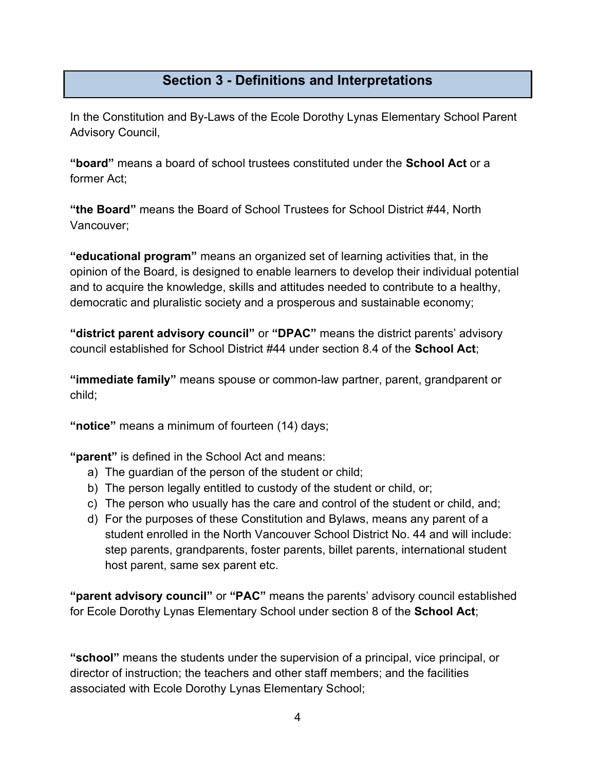## Section 3 - Definitions and Interpretations

In the Constitution and By-Laws of the Ecole Dorothy Lynas Elementary School Parent Advisory Council,

**"board"** means a board of school trustees constituted under the **School Act** or a former Act;

**"the Board"** means the Board of School Trustees for School District #44, North Vancouver;

**"educational program"** means an organized set of learning activities that, in the opinion of the Board, is designed to enable learners to develop their individual potential and to acquire the knowledge, skills and attitudes needed to contribute to a healthy, democratic and pluralistic society and a prosperous and sustainable economy;

**"district parent advisory council"** or **"DPAC"** means the district parents' advisory council established for School District #44 under section 8.4 of the **School Act**;

**"immediate family"** means spouse or common-law partner, parent, grandparent or child;

**"notice"** means a minimum of fourteen (14) days;

**"parent"** is defined in the School Act and means:

a) The guardian of the person of the student or child;
b) The person legally entitled to custody of the student or child, or;
c) The person who usually has the care and control of the student or child, and;
d) For the purposes of these Constitution and Bylaws, means any parent of a student enrolled in the North Vancouver School District No. 44 and will include: step parents, grandparents, foster parents, billet parents, international student host parent, same sex parent etc.

**"parent advisory council"** or **"PAC"** means the parents' advisory council established for Ecole Dorothy Lynas Elementary School under section 8 of the **School Act**;

**"school"** means the students under the supervision of a principal, vice principal, or director of instruction; the teachers and other staff members; and the facilities associated with Ecole Dorothy Lynas Elementary School;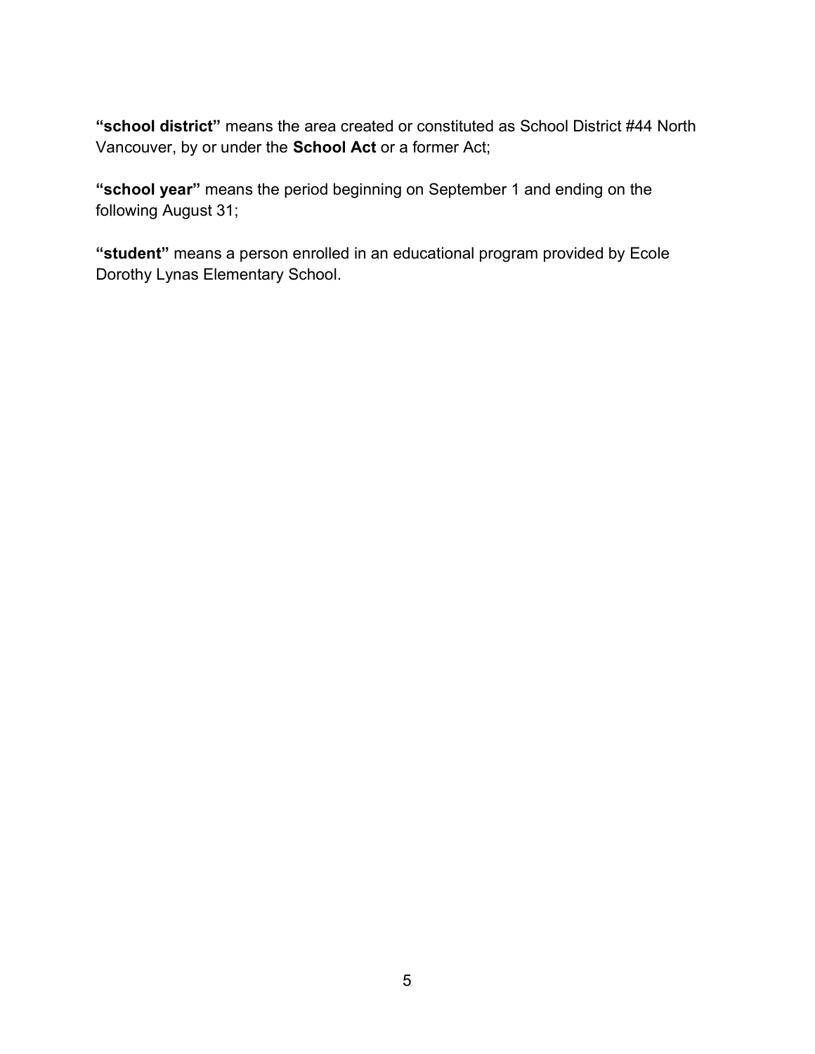**"school district"** means the area created or constituted as School District #44 North Vancouver, by or under the **School Act** or a former Act;

**"school year"** means the period beginning on September 1 and ending on the following August 31;

**"student"** means a person enrolled in an educational program provided by Ecole Dorothy Lynas Elementary School.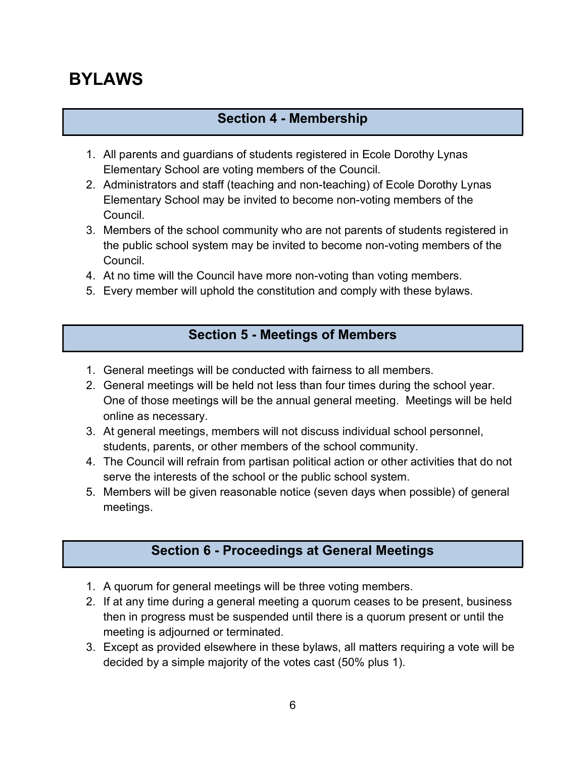# BYLAWS

## Section 4 - Membership

1. All parents and guardians of students registered in Ecole Dorothy Lynas Elementary School are voting members of the Council.
2. Administrators and staff (teaching and non-teaching) of Ecole Dorothy Lynas Elementary School may be invited to become non-voting members of the Council.
3. Members of the school community who are not parents of students registered in the public school system may be invited to become non-voting members of the Council.
4. At no time will the Council have more non-voting than voting members.
5. Every member will uphold the constitution and comply with these bylaws.

## Section 5 - Meetings of Members

1. General meetings will be conducted with fairness to all members.
2. General meetings will be held not less than four times during the school year. One of those meetings will be the annual general meeting. Meetings will be held online as necessary.
3. At general meetings, members will not discuss individual school personnel, students, parents, or other members of the school community.
4. The Council will refrain from partisan political action or other activities that do not serve the interests of the school or the public school system.
5. Members will be given reasonable notice (seven days when possible) of general meetings.

## Section 6 - Proceedings at General Meetings

1. A quorum for general meetings will be three voting members.
2. If at any time during a general meeting a quorum ceases to be present, business then in progress must be suspended until there is a quorum present or until the meeting is adjourned or terminated.
3. Except as provided elsewhere in these bylaws, all matters requiring a vote will be decided by a simple majority of the votes cast (50% plus 1).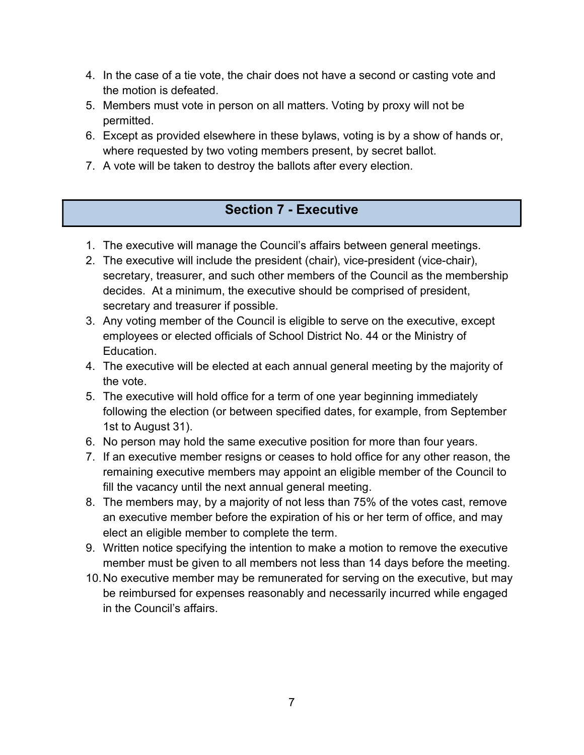4. In the case of a tie vote, the chair does not have a second or casting vote and the motion is defeated.
5. Members must vote in person on all matters. Voting by proxy will not be permitted.
6. Except as provided elsewhere in these bylaws, voting is by a show of hands or, where requested by two voting members present, by secret ballot.
7. A vote will be taken to destroy the ballots after every election.

## Section 7 - Executive

1. The executive will manage the Council's affairs between general meetings.
2. The executive will include the president (chair), vice-president (vice-chair), secretary, treasurer, and such other members of the Council as the membership decides. At a minimum, the executive should be comprised of president, secretary and treasurer if possible.
3. Any voting member of the Council is eligible to serve on the executive, except employees or elected officials of School District No. 44 or the Ministry of Education.
4. The executive will be elected at each annual general meeting by the majority of the vote.
5. The executive will hold office for a term of one year beginning immediately following the election (or between specified dates, for example, from September 1st to August 31).
6. No person may hold the same executive position for more than four years.
7. If an executive member resigns or ceases to hold office for any other reason, the remaining executive members may appoint an eligible member of the Council to fill the vacancy until the next annual general meeting.
8. The members may, by a majority of not less than 75% of the votes cast, remove an executive member before the expiration of his or her term of office, and may elect an eligible member to complete the term.
9. Written notice specifying the intention to make a motion to remove the executive member must be given to all members not less than 14 days before the meeting.
10. No executive member may be remunerated for serving on the executive, but may be reimbursed for expenses reasonably and necessarily incurred while engaged in the Council's affairs.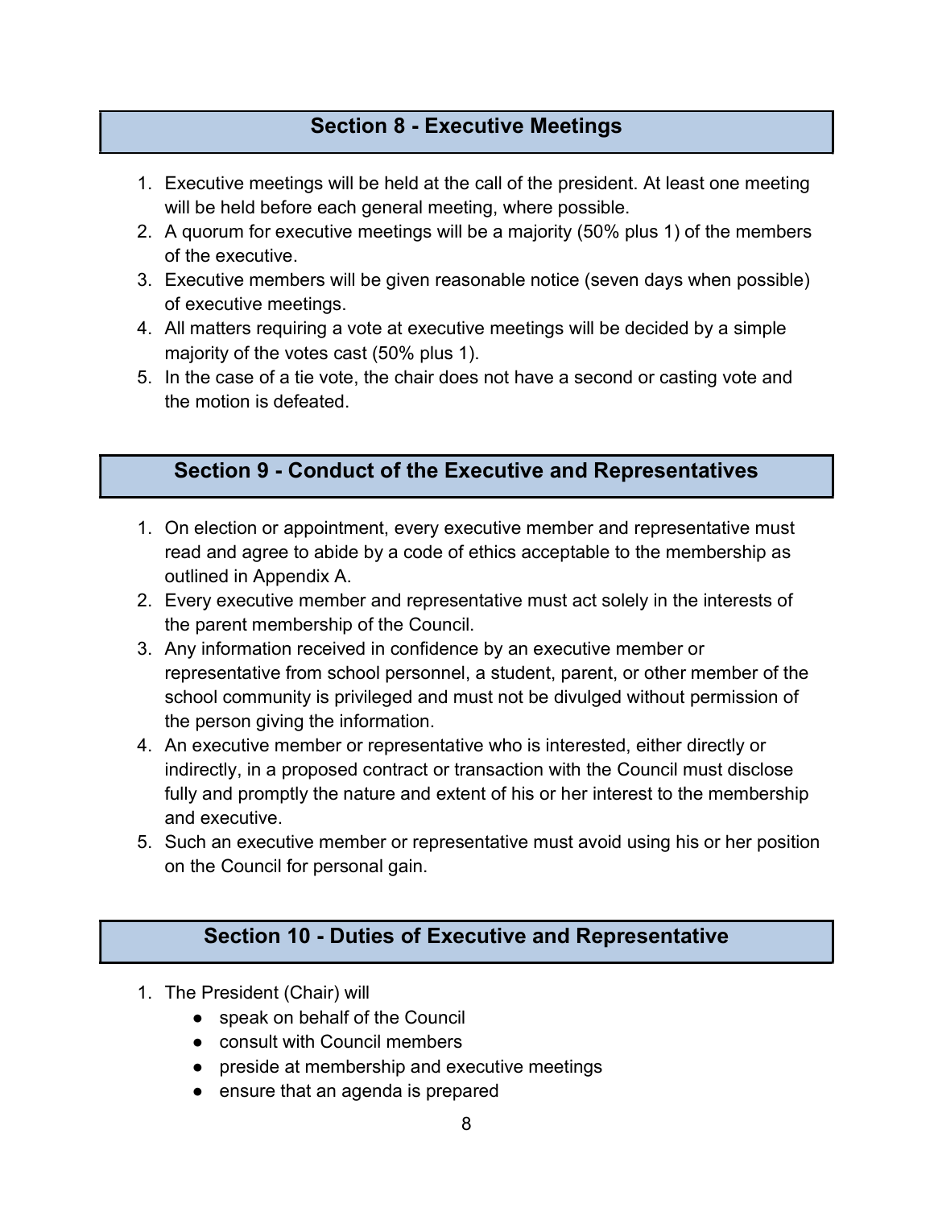## Section 8 - Executive Meetings

1. Executive meetings will be held at the call of the president. At least one meeting will be held before each general meeting, where possible.
2. A quorum for executive meetings will be a majority (50% plus 1) of the members of the executive.
3. Executive members will be given reasonable notice (seven days when possible) of executive meetings.
4. All matters requiring a vote at executive meetings will be decided by a simple majority of the votes cast (50% plus 1).
5. In the case of a tie vote, the chair does not have a second or casting vote and the motion is defeated.

## Section 9 - Conduct of the Executive and Representatives

1. On election or appointment, every executive member and representative must read and agree to abide by a code of ethics acceptable to the membership as outlined in Appendix A.
2. Every executive member and representative must act solely in the interests of the parent membership of the Council.
3. Any information received in confidence by an executive member or representative from school personnel, a student, parent, or other member of the school community is privileged and must not be divulged without permission of the person giving the information.
4. An executive member or representative who is interested, either directly or indirectly, in a proposed contract or transaction with the Council must disclose fully and promptly the nature and extent of his or her interest to the membership and executive.
5. Such an executive member or representative must avoid using his or her position on the Council for personal gain.

## Section 10 - Duties of Executive and Representative

1. The President (Chair) will
    - speak on behalf of the Council
    - consult with Council members
    - preside at membership and executive meetings
    - ensure that an agenda is prepared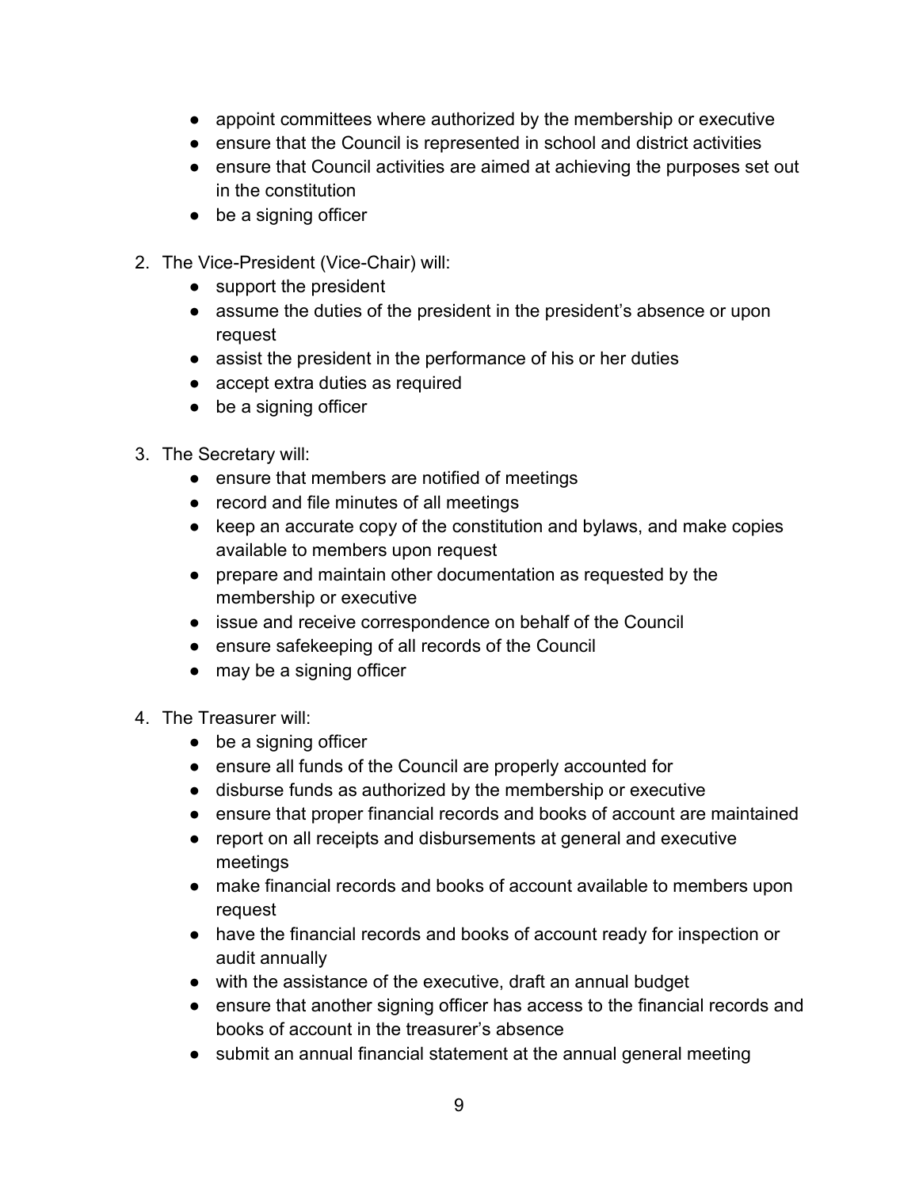- appoint committees where authorized by the membership or executive
- ensure that the Council is represented in school and district activities
- ensure that Council activities are aimed at achieving the purposes set out in the constitution
- be a signing officer

2. The Vice-President (Vice-Chair) will:
    - support the president
    - assume the duties of the president in the president's absence or upon request
    - assist the president in the performance of his or her duties
    - accept extra duties as required
    - be a signing officer

3. The Secretary will:
    - ensure that members are notified of meetings
    - record and file minutes of all meetings
    - keep an accurate copy of the constitution and bylaws, and make copies available to members upon request
    - prepare and maintain other documentation as requested by the membership or executive
    - issue and receive correspondence on behalf of the Council
    - ensure safekeeping of all records of the Council
    - may be a signing officer

4. The Treasurer will:
    - be a signing officer
    - ensure all funds of the Council are properly accounted for
    - disburse funds as authorized by the membership or executive
    - ensure that proper financial records and books of account are maintained
    - report on all receipts and disbursements at general and executive meetings
    - make financial records and books of account available to members upon request
    - have the financial records and books of account ready for inspection or audit annually
    - with the assistance of the executive, draft an annual budget
    - ensure that another signing officer has access to the financial records and books of account in the treasurer's absence
    - submit an annual financial statement at the annual general meeting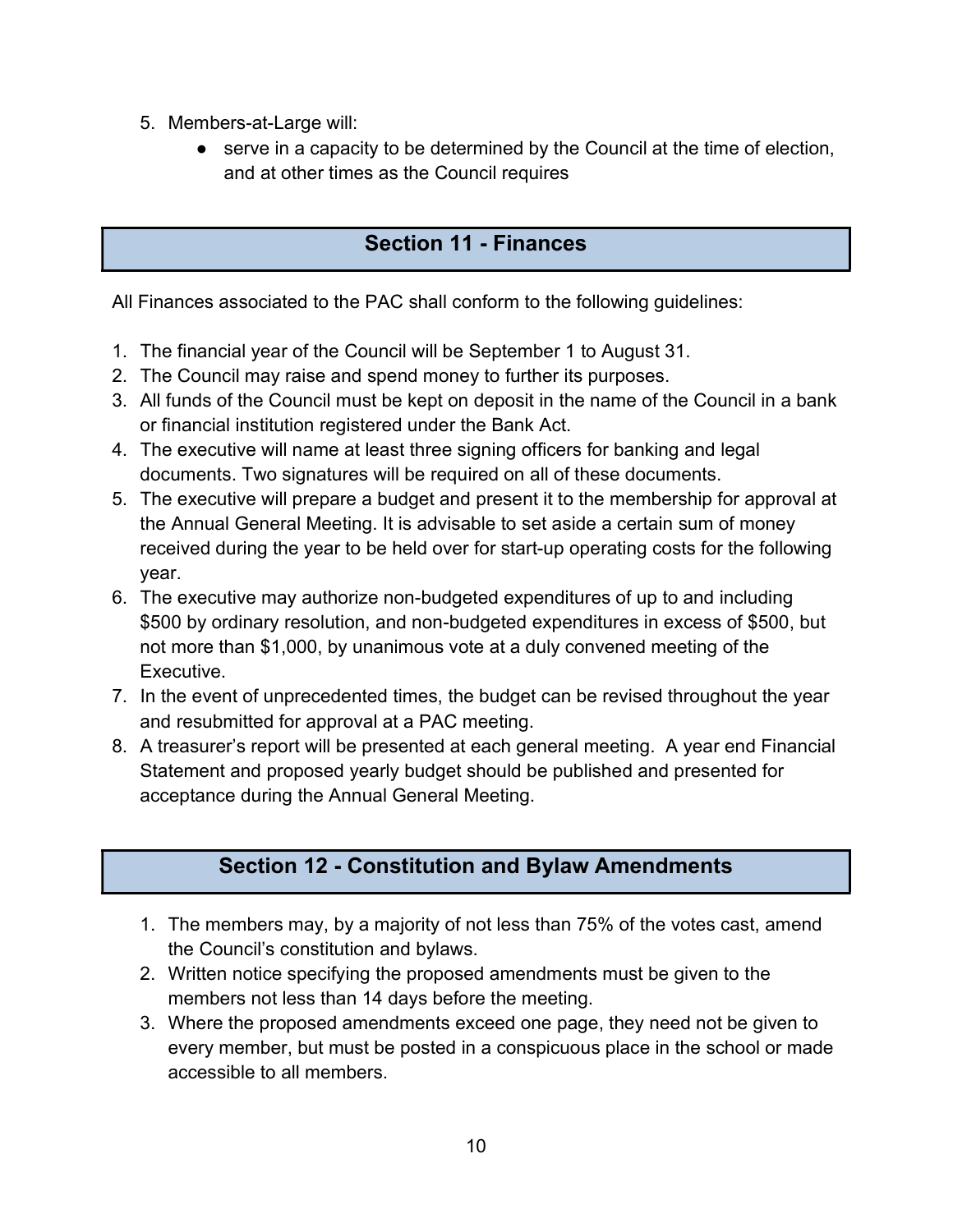5. Members-at-Large will:
    - serve in a capacity to be determined by the Council at the time of election, and at other times as the Council requires

## Section 11 - Finances

All Finances associated to the PAC shall conform to the following guidelines:

1. The financial year of the Council will be September 1 to August 31.
2. The Council may raise and spend money to further its purposes.
3. All funds of the Council must be kept on deposit in the name of the Council in a bank or financial institution registered under the Bank Act.
4. The executive will name at least three signing officers for banking and legal documents. Two signatures will be required on all of these documents.
5. The executive will prepare a budget and present it to the membership for approval at the Annual General Meeting. It is advisable to set aside a certain sum of money received during the year to be held over for start-up operating costs for the following year.
6. The executive may authorize non-budgeted expenditures of up to and including $500 by ordinary resolution, and non-budgeted expenditures in excess of $500, but not more than $1,000, by unanimous vote at a duly convened meeting of the Executive.
7. In the event of unprecedented times, the budget can be revised throughout the year and resubmitted for approval at a PAC meeting.
8. A treasurer's report will be presented at each general meeting. A year end Financial Statement and proposed yearly budget should be published and presented for acceptance during the Annual General Meeting.

## Section 12 - Constitution and Bylaw Amendments

1. The members may, by a majority of not less than 75% of the votes cast, amend the Council's constitution and bylaws.
2. Written notice specifying the proposed amendments must be given to the members not less than 14 days before the meeting.
3. Where the proposed amendments exceed one page, they need not be given to every member, but must be posted in a conspicuous place in the school or made accessible to all members.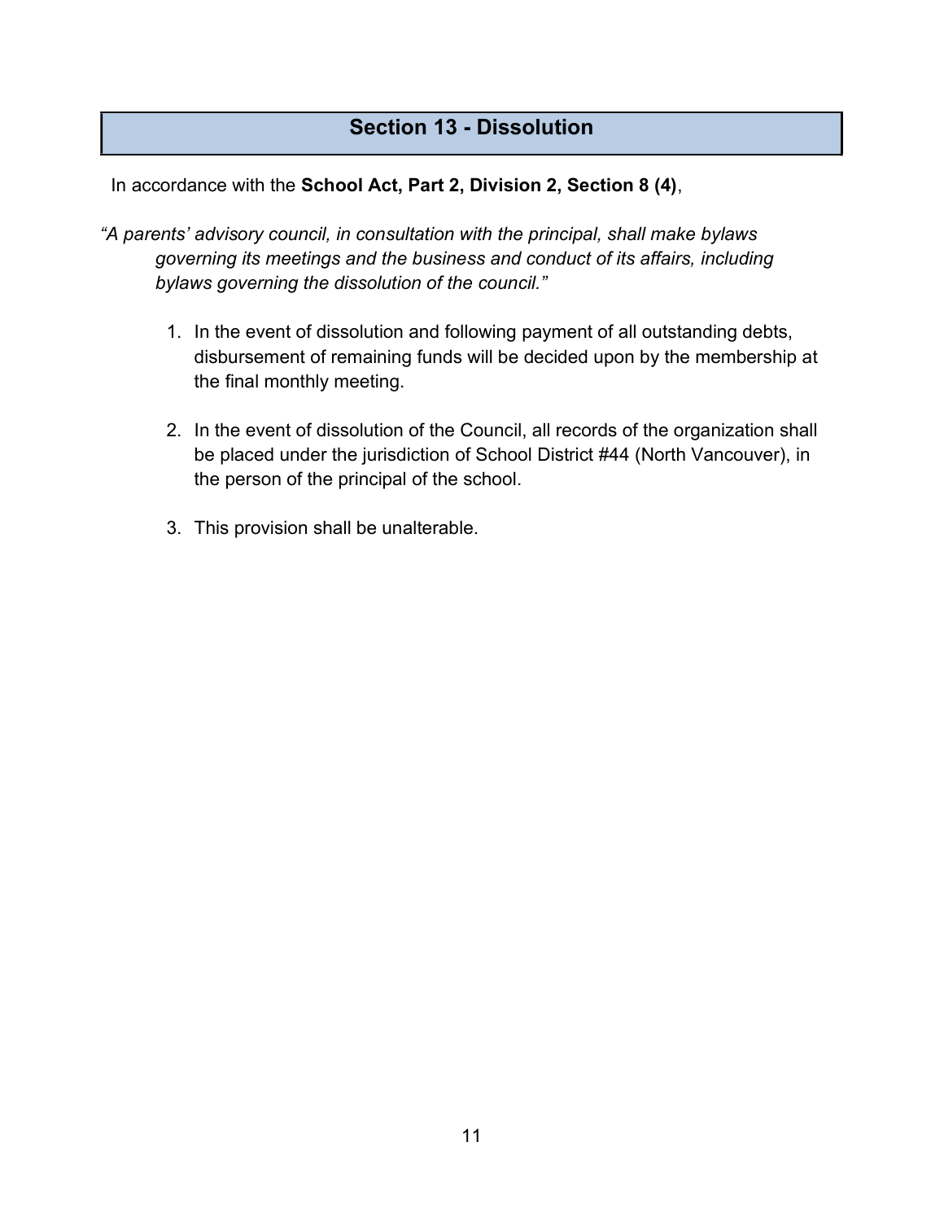## Section 13 - Dissolution

In accordance with the **School Act, Part 2, Division 2, Section 8 (4)**,

*"A parents' advisory council, in consultation with the principal, shall make bylaws governing its meetings and the business and conduct of its affairs, including bylaws governing the dissolution of the council."*

1. In the event of dissolution and following payment of all outstanding debts, disbursement of remaining funds will be decided upon by the membership at the final monthly meeting.

2. In the event of dissolution of the Council, all records of the organization shall be placed under the jurisdiction of School District #44 (North Vancouver), in the person of the principal of the school.

3. This provision shall be unalterable.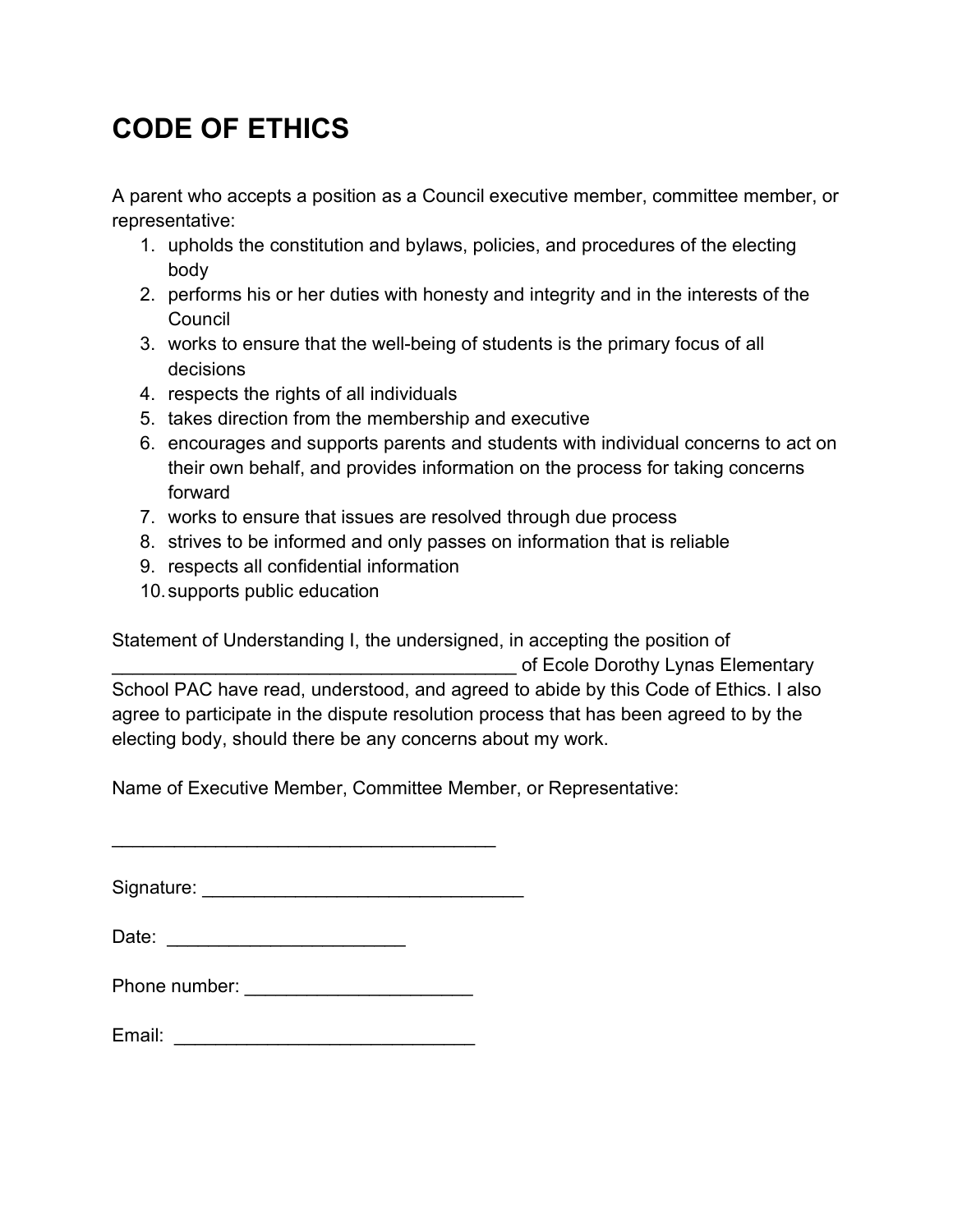# CODE OF ETHICS

A parent who accepts a position as a Council executive member, committee member, or representative:

1. upholds the constitution and bylaws, policies, and procedures of the electing body
2. performs his or her duties with honesty and integrity and in the interests of the Council
3. works to ensure that the well-being of students is the primary focus of all decisions
4. respects the rights of all individuals
5. takes direction from the membership and executive
6. encourages and supports parents and students with individual concerns to act on their own behalf, and provides information on the process for taking concerns forward
7. works to ensure that issues are resolved through due process
8. strives to be informed and only passes on information that is reliable
9. respects all confidential information
10. supports public education

Statement of Understanding I, the undersigned, in accepting the position of _______________________________________ of Ecole Dorothy Lynas Elementary School PAC have read, understood, and agreed to abide by this Code of Ethics. I also agree to participate in the dispute resolution process that has been agreed to by the electing body, should there be any concerns about my work.

Name of Executive Member, Committee Member, or Representative:

_____________________________________

Signature: _______________________________

Date: _______________________

Phone number: ______________________

Email: _____________________________